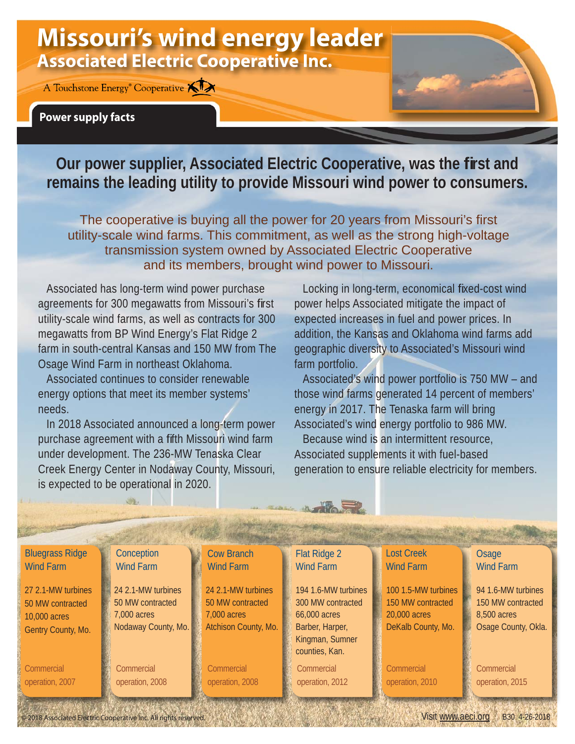# Missouri's wind energy leader

## Associated Electric Cooperative Inc.

A Touchstone Energy® Cooperative

**Power supply facts**

**Our power supplier, Associated Electric Cooperative, was the first and remains the leading utility to provide Missouri wind power to consumers.**

The cooperative is buying all the power for 20 years from Missouri's first utility-scale wind farms. This commitment, as well as the strong high-voltage transmission system owned by Associated Electric Cooperative and its members, brought wind power to Missouri.

Associated has long-term wind power purchase agreements for 300 megawatts from Missouri's first utility-scale wind farms, as well as contracts for 300 megawatts from BP Wind Energy's Flat Ridge 2 farm in south-central Kansas and 150 MW from The Osage Wind Farm in northeast Oklahoma.

Associated continues to consider renewable energy options that meet its member systems' needs.

In 2018 Associated announced a long-term power purchase agreement with a fifth Missouri wind farm under development. The 236-MW Tenaska Clear Creek Energy Center in Nodaway County, Missouri, is expected to be operational in 2020.

Locking in long-term, economical fixed-cost wind power helps Associated mitigate the impact of expected increases in fuel and power prices. In addition, the Kansas and Oklahoma wind farms add geographic diversity to Associated's Missouri wind farm portfolio.

Associated's wind power portfolio is 750 MW – and those wind farms generated 14 percent of members' energy in 2017. The Tenaska farm will bring Associated's wind energy portfolio to 986 MW.

Because wind is an intermittent resource, Associated supplements it with fuel-based generation to ensure reliable electricity for members.

| Bluegrass Ridge Wind Farm | Conception Wind Farm | Cow Branch Wind Farm | Flat Ridge 2 Wind Farm | Lost Creek Wind Farm | Osage Wind Farm |
|---|---|---|---|---|---|
| 27 2.1-MW turbines | 24 2.1-MW turbines | 24 2.1-MW turbines | 194 1.6-MW turbines | 100 1.5-MW turbines | 94 1.6-MW turbines |
| 50 MW contracted | 50 MW contracted | 50 MW contracted | 300 MW contracted | 150 MW contracted | 150 MW contracted |
| 10,000 acres | 7,000 acres | 7,000 acres | 66,000 acres | 20,000 acres | 8,500 acres |
| Gentry County, Mo. | Nodaway County, Mo. | Atchison County, Mo. | Barber, Harper, Kingman, Sumner counties, Kan. | DeKalb County, Mo. | Osage County, Okla. |
| Commercial operation, 2007 | Commercial operation, 2008 | Commercial operation, 2008 | Commercial operation, 2012 | Commercial operation, 2010 | Commercial operation, 2015 |

© 2018 Associated Electric Cooperative Inc. All rights reserved.

Visit www.aeci.org B30 4-26-2018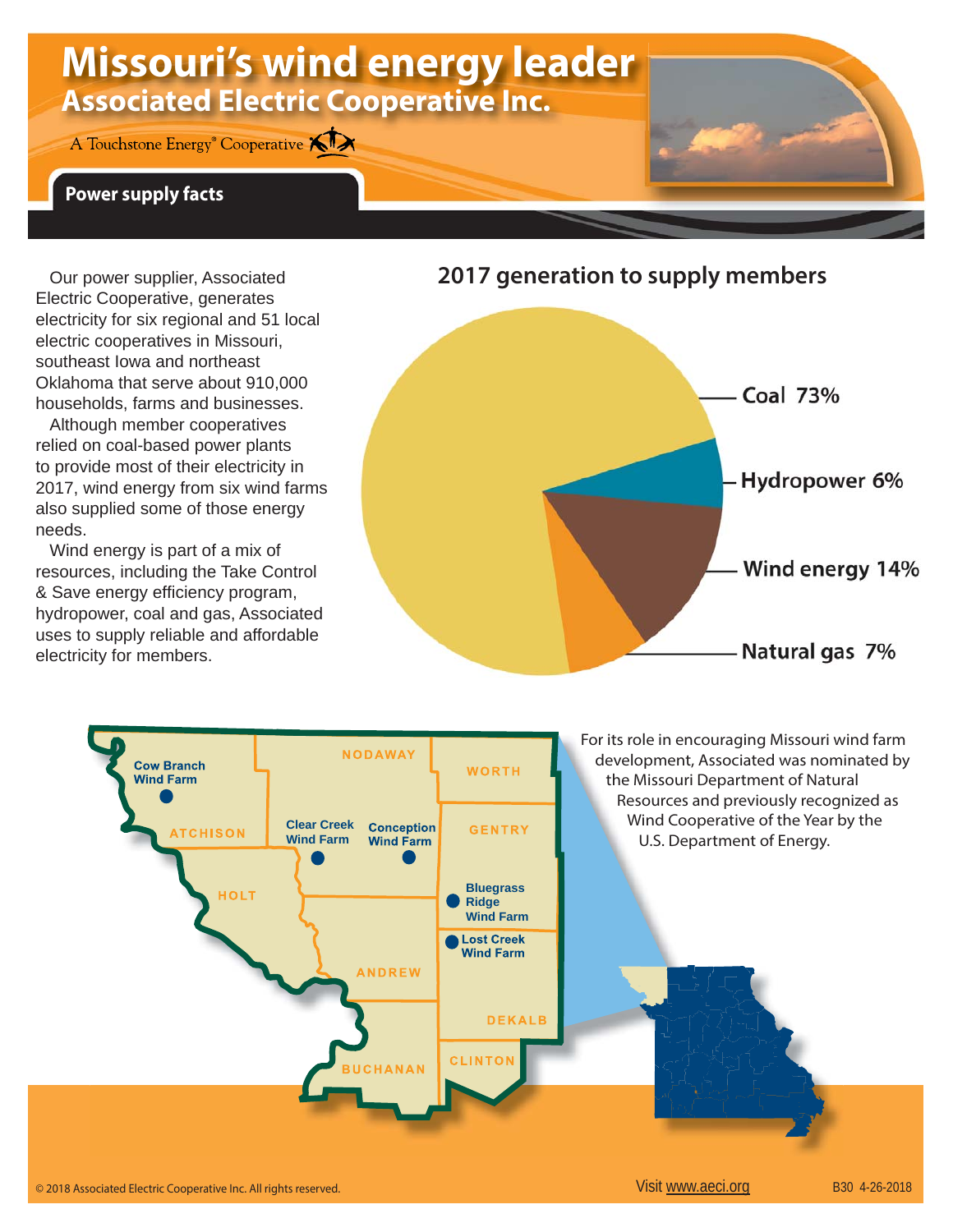# Missouri's wind energy leader

## Associated Electric Cooperative Inc.

A Touchstone Energy® Cooperative

### Power supply facts

Our power supplier, Associated Electric Cooperative, generates electricity for six regional and 51 local electric cooperatives in Missouri, southeast Iowa and northeast Oklahoma that serve about 910,000 households, farms and businesses.

Although member cooperatives relied on coal-based power plants to provide most of their electricity in 2017, wind energy from six wind farms also supplied some of those energy needs.

Wind energy is part of a mix of resources, including the Take Control & Save energy efficiency program, hydropower, coal and gas, Associated uses to supply reliable and affordable electricity for members.

### 2017 generation to supply members

- Coal 73%
- Hydropower 6%
- Wind energy 14%
- Natural gas 7%

Cow Branch Wind Farm, Clear Creek Wind Farm, Conception Wind Farm, Bluegrass Ridge Wind Farm, Lost Creek Wind Farm

NODAWAY, WORTH, ATCHISON, GENTRY, HOLT, ANDREW, DEKALB, BUCHANAN, CLINTON

For its role in encouraging Missouri wind farm development, Associated was nominated by the Missouri Department of Natural Resources and previously recognized as Wind Cooperative of the Year by the U.S. Department of Energy.

© 2018 Associated Electric Cooperative Inc. All rights reserved.

Visit www.aeci.org

B30 4-26-2018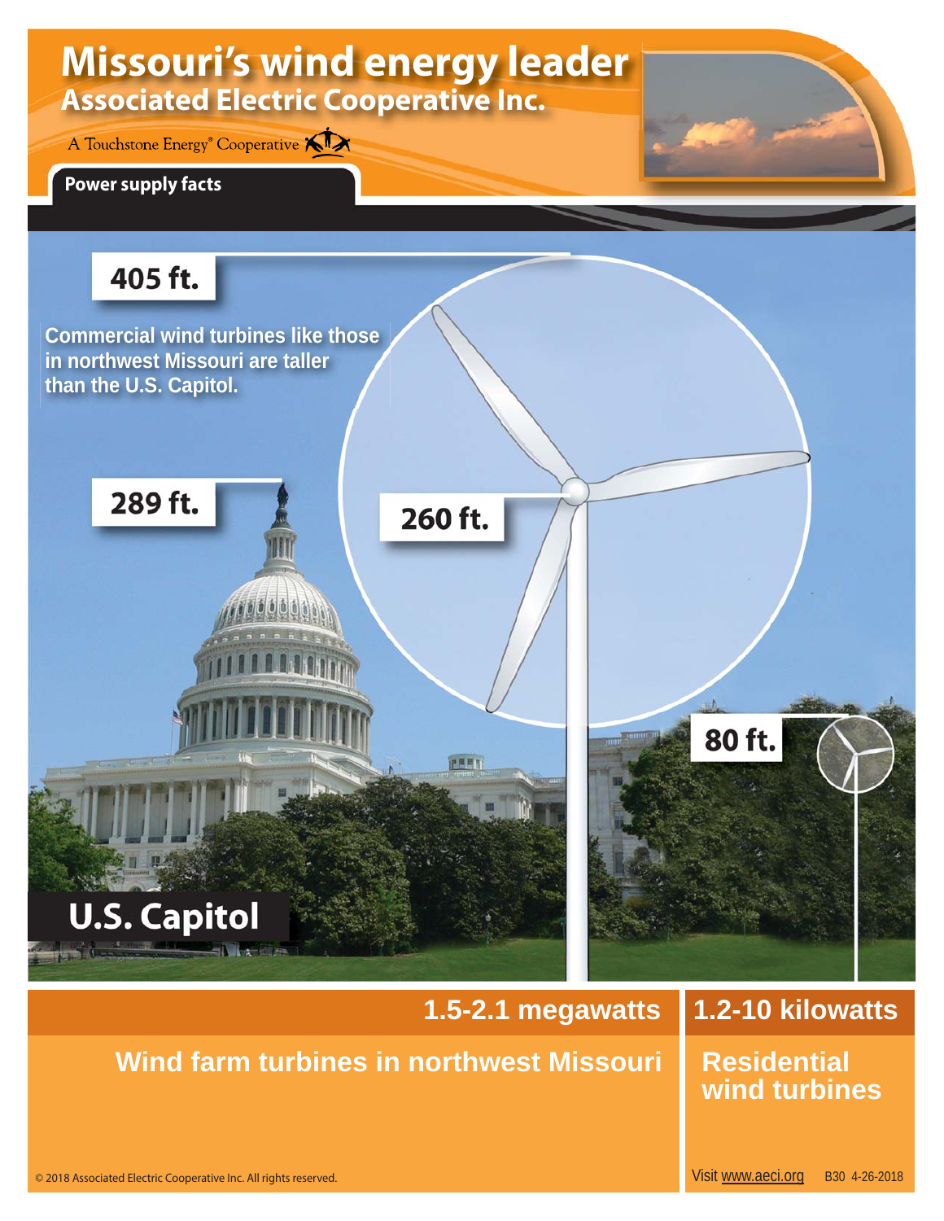# Missouri's wind energy leader

## Associated Electric Cooperative Inc.

A Touchstone Energy® Cooperative

**Power supply facts**

405 ft.

Commercial wind turbines like those in northwest Missouri are taller than the U.S. Capitol.

289 ft.

260 ft.

80 ft.

U.S. Capitol

**1.5-2.1 megawatts**

**Wind farm turbines in northwest Missouri**

**1.2-10 kilowatts**

**Residential wind turbines**

© 2018 Associated Electric Cooperative Inc. All rights reserved.

Visit www.aeci.org B30 4-26-2018